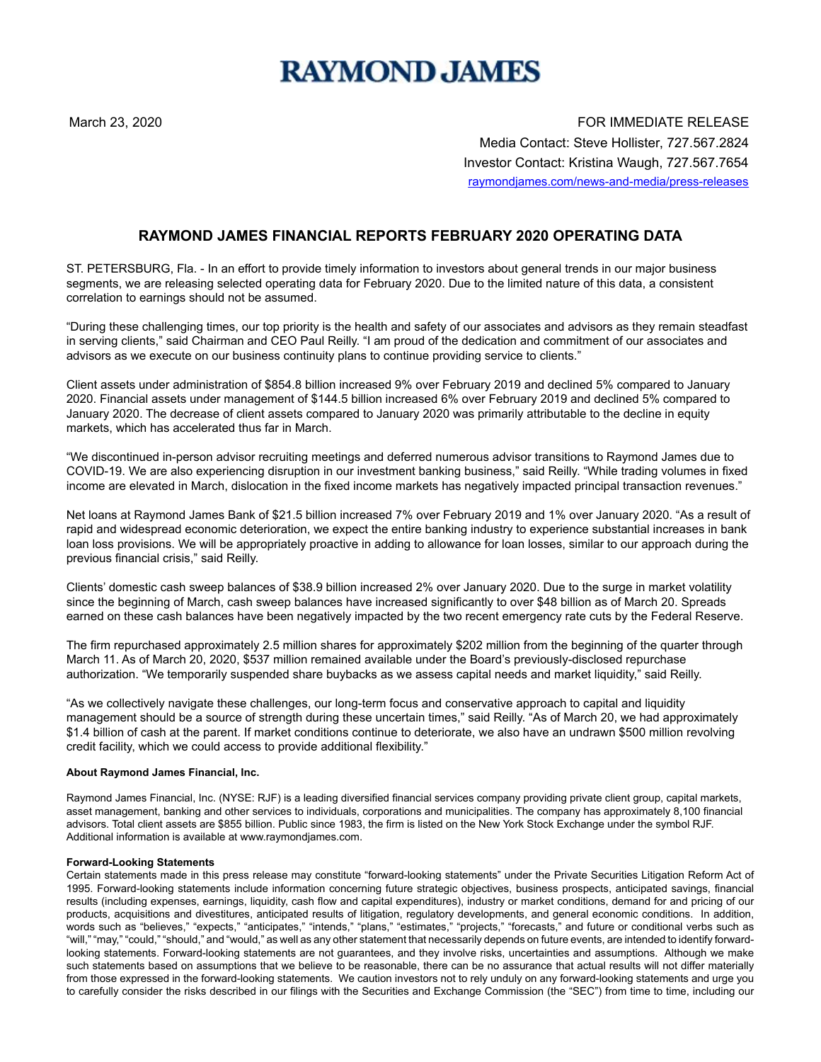# RAYMOND JAMES

March 23, 2020

FOR IMMEDIATE RELEASE

Media Contact: Steve Hollister, 727.567.2824

Investor Contact: Kristina Waugh, 727.567.7654

raymondjames.com/news-and-media/press-releases

## RAYMOND JAMES FINANCIAL REPORTS FEBRUARY 2020 OPERATING DATA

ST. PETERSBURG, Fla. - In an effort to provide timely information to investors about general trends in our major business segments, we are releasing selected operating data for February 2020. Due to the limited nature of this data, a consistent correlation to earnings should not be assumed.

"During these challenging times, our top priority is the health and safety of our associates and advisors as they remain steadfast in serving clients," said Chairman and CEO Paul Reilly. "I am proud of the dedication and commitment of our associates and advisors as we execute on our business continuity plans to continue providing service to clients."

Client assets under administration of $854.8 billion increased 9% over February 2019 and declined 5% compared to January 2020. Financial assets under management of $144.5 billion increased 6% over February 2019 and declined 5% compared to January 2020. The decrease of client assets compared to January 2020 was primarily attributable to the decline in equity markets, which has accelerated thus far in March.

"We discontinued in-person advisor recruiting meetings and deferred numerous advisor transitions to Raymond James due to COVID-19. We are also experiencing disruption in our investment banking business," said Reilly. "While trading volumes in fixed income are elevated in March, dislocation in the fixed income markets has negatively impacted principal transaction revenues."

Net loans at Raymond James Bank of $21.5 billion increased 7% over February 2019 and 1% over January 2020. "As a result of rapid and widespread economic deterioration, we expect the entire banking industry to experience substantial increases in bank loan loss provisions. We will be appropriately proactive in adding to allowance for loan losses, similar to our approach during the previous financial crisis," said Reilly.

Clients' domestic cash sweep balances of $38.9 billion increased 2% over January 2020. Due to the surge in market volatility since the beginning of March, cash sweep balances have increased significantly to over $48 billion as of March 20. Spreads earned on these cash balances have been negatively impacted by the two recent emergency rate cuts by the Federal Reserve.

The firm repurchased approximately 2.5 million shares for approximately $202 million from the beginning of the quarter through March 11. As of March 20, 2020, $537 million remained available under the Board's previously-disclosed repurchase authorization. "We temporarily suspended share buybacks as we assess capital needs and market liquidity," said Reilly.

"As we collectively navigate these challenges, our long-term focus and conservative approach to capital and liquidity management should be a source of strength during these uncertain times," said Reilly. "As of March 20, we had approximately $1.4 billion of cash at the parent. If market conditions continue to deteriorate, we also have an undrawn $500 million revolving credit facility, which we could access to provide additional flexibility."

**About Raymond James Financial, Inc.**

Raymond James Financial, Inc. (NYSE: RJF) is a leading diversified financial services company providing private client group, capital markets, asset management, banking and other services to individuals, corporations and municipalities. The company has approximately 8,100 financial advisors. Total client assets are $855 billion. Public since 1983, the firm is listed on the New York Stock Exchange under the symbol RJF. Additional information is available at www.raymondjames.com.

**Forward-Looking Statements**

Certain statements made in this press release may constitute "forward-looking statements" under the Private Securities Litigation Reform Act of 1995. Forward-looking statements include information concerning future strategic objectives, business prospects, anticipated savings, financial results (including expenses, earnings, liquidity, cash flow and capital expenditures), industry or market conditions, demand for and pricing of our products, acquisitions and divestitures, anticipated results of litigation, regulatory developments, and general economic conditions. In addition, words such as "believes," "expects," "anticipates," "intends," "plans," "estimates," "projects," "forecasts," and future or conditional verbs such as "will," "may," "could," "should," and "would," as well as any other statement that necessarily depends on future events, are intended to identify forward-looking statements. Forward-looking statements are not guarantees, and they involve risks, uncertainties and assumptions. Although we make such statements based on assumptions that we believe to be reasonable, there can be no assurance that actual results will not differ materially from those expressed in the forward-looking statements. We caution investors not to rely unduly on any forward-looking statements and urge you to carefully consider the risks described in our filings with the Securities and Exchange Commission (the "SEC") from time to time, including our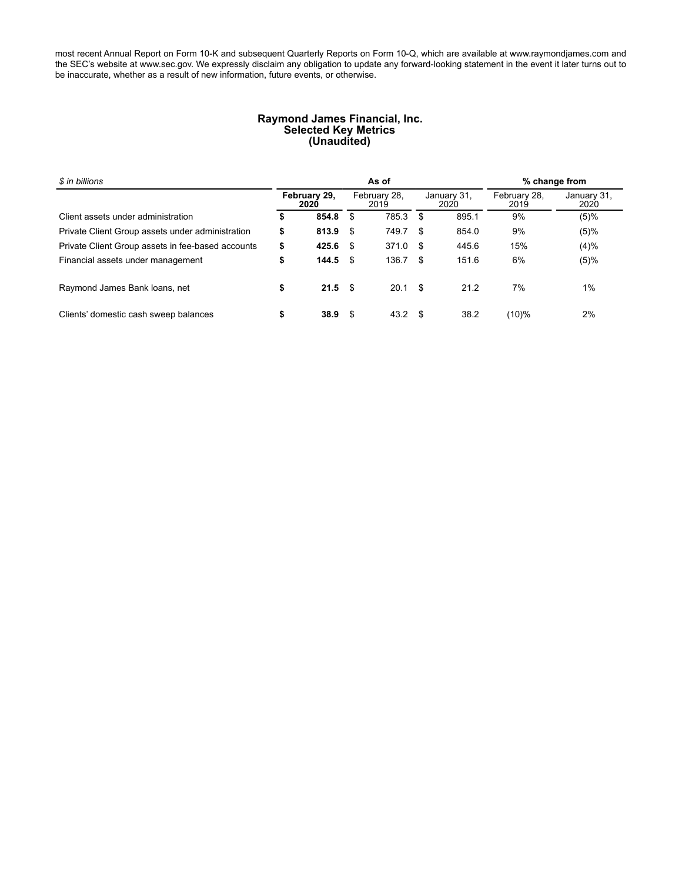most recent Annual Report on Form 10-K and subsequent Quarterly Reports on Form 10-Q, which are available at www.raymondjames.com and the SEC's website at www.sec.gov. We expressly disclaim any obligation to update any forward-looking statement in the event it later turns out to be inaccurate, whether as a result of new information, future events, or otherwise.

**Raymond James Financial, Inc.**
**Selected Key Metrics**
**(Unaudited)**

| *$ in billions* | As of | | | % change from | |
|---|---|---|---|---|---|
| | **February 29, 2020** | February 28, 2019 | January 31, 2020 | February 28, 2019 | January 31, 2020 |
| Client assets under administration | **$ 854.8** | $ 785.3 | $ 895.1 | 9% | (5)% |
| Private Client Group assets under administration | **$ 813.9** | $ 749.7 | $ 854.0 | 9% | (5)% |
| Private Client Group assets in fee-based accounts | **$ 425.6** | $ 371.0 | $ 445.6 | 15% | (4)% |
| Financial assets under management | **$ 144.5** | $ 136.7 | $ 151.6 | 6% | (5)% |
| Raymond James Bank loans, net | **$ 21.5** | $ 20.1 | $ 21.2 | 7% | 1% |
| Clients' domestic cash sweep balances | **$ 38.9** | $ 43.2 | $ 38.2 | (10)% | 2% |